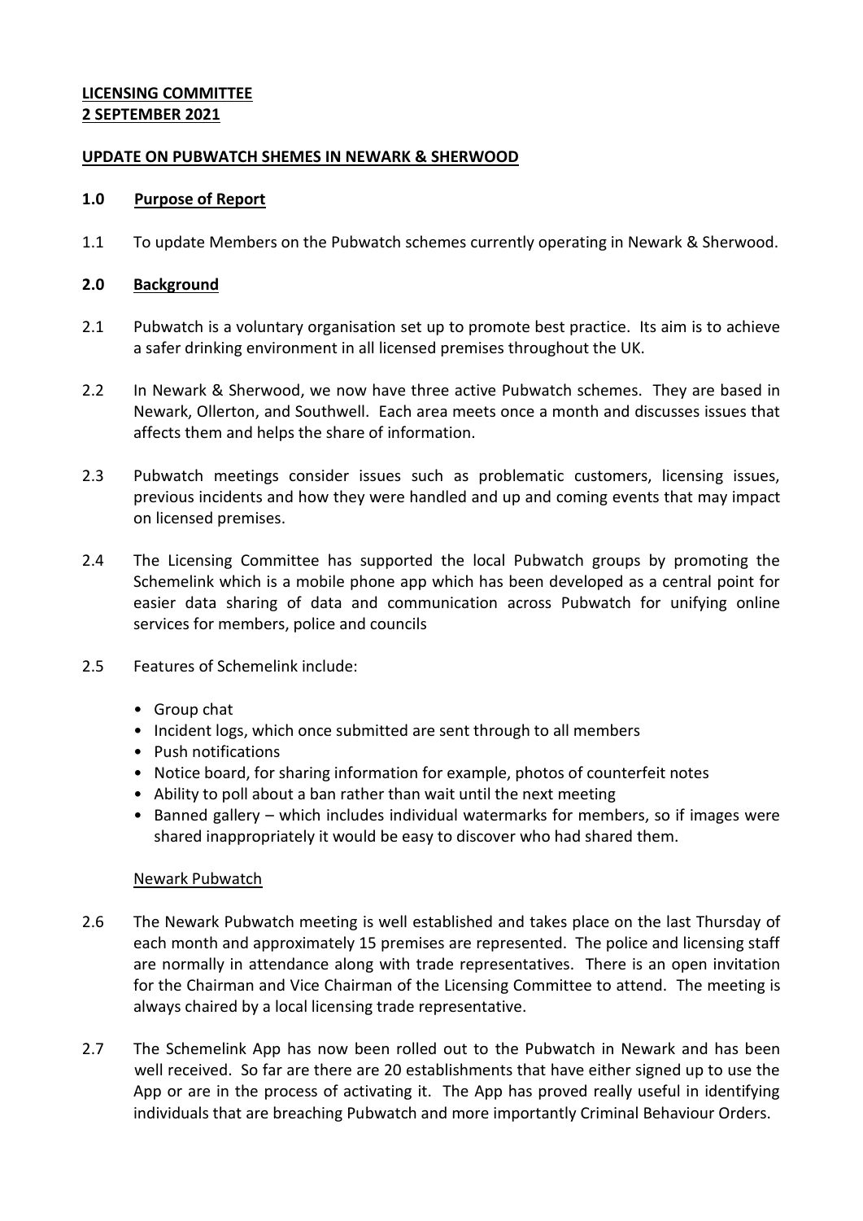**LICENSING COMMITTEE**
**2 SEPTEMBER 2021**

**UPDATE ON PUBWATCH SHEMES IN NEWARK & SHERWOOD**

## 1.0 Purpose of Report

1.1 To update Members on the Pubwatch schemes currently operating in Newark & Sherwood.

## 2.0 Background

2.1 Pubwatch is a voluntary organisation set up to promote best practice. Its aim is to achieve a safer drinking environment in all licensed premises throughout the UK.

2.2 In Newark & Sherwood, we now have three active Pubwatch schemes. They are based in Newark, Ollerton, and Southwell. Each area meets once a month and discusses issues that affects them and helps the share of information.

2.3 Pubwatch meetings consider issues such as problematic customers, licensing issues, previous incidents and how they were handled and up and coming events that may impact on licensed premises.

2.4 The Licensing Committee has supported the local Pubwatch groups by promoting the Schemelink which is a mobile phone app which has been developed as a central point for easier data sharing of data and communication across Pubwatch for unifying online services for members, police and councils

2.5 Features of Schemelink include:

- Group chat
- Incident logs, which once submitted are sent through to all members
- Push notifications
- Notice board, for sharing information for example, photos of counterfeit notes
- Ability to poll about a ban rather than wait until the next meeting
- Banned gallery – which includes individual watermarks for members, so if images were shared inappropriately it would be easy to discover who had shared them.

Newark Pubwatch

2.6 The Newark Pubwatch meeting is well established and takes place on the last Thursday of each month and approximately 15 premises are represented. The police and licensing staff are normally in attendance along with trade representatives. There is an open invitation for the Chairman and Vice Chairman of the Licensing Committee to attend. The meeting is always chaired by a local licensing trade representative.

2.7 The Schemelink App has now been rolled out to the Pubwatch in Newark and has been well received. So far are there are 20 establishments that have either signed up to use the App or are in the process of activating it. The App has proved really useful in identifying individuals that are breaching Pubwatch and more importantly Criminal Behaviour Orders.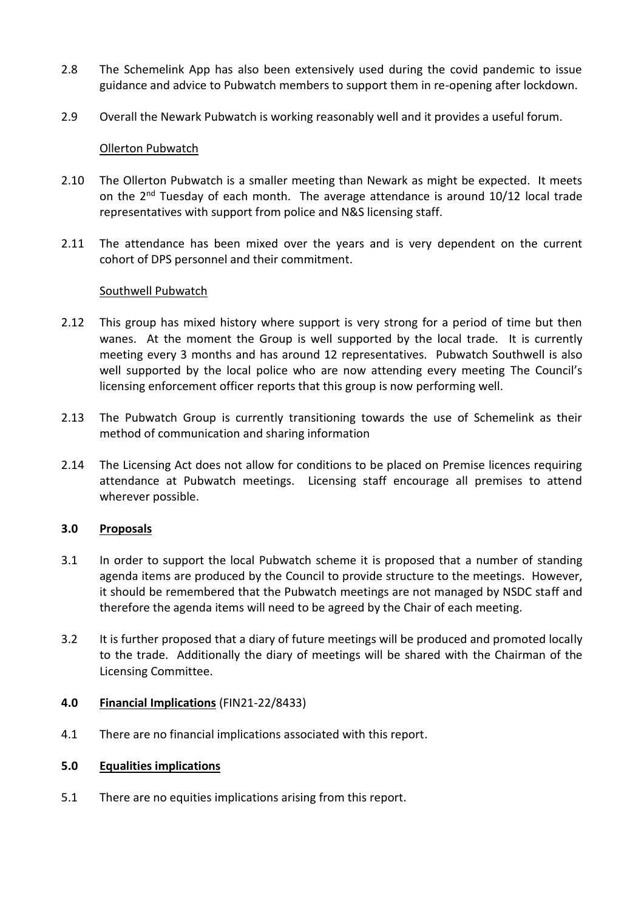2.8 The Schemelink App has also been extensively used during the covid pandemic to issue guidance and advice to Pubwatch members to support them in re-opening after lockdown.

2.9 Overall the Newark Pubwatch is working reasonably well and it provides a useful forum.

Ollerton Pubwatch

2.10 The Ollerton Pubwatch is a smaller meeting than Newark as might be expected. It meets on the 2nd Tuesday of each month. The average attendance is around 10/12 local trade representatives with support from police and N&S licensing staff.

2.11 The attendance has been mixed over the years and is very dependent on the current cohort of DPS personnel and their commitment.

Southwell Pubwatch

2.12 This group has mixed history where support is very strong for a period of time but then wanes. At the moment the Group is well supported by the local trade. It is currently meeting every 3 months and has around 12 representatives. Pubwatch Southwell is also well supported by the local police who are now attending every meeting The Council's licensing enforcement officer reports that this group is now performing well.

2.13 The Pubwatch Group is currently transitioning towards the use of Schemelink as their method of communication and sharing information

2.14 The Licensing Act does not allow for conditions to be placed on Premise licences requiring attendance at Pubwatch meetings. Licensing staff encourage all premises to attend wherever possible.

## 3.0 Proposals

3.1 In order to support the local Pubwatch scheme it is proposed that a number of standing agenda items are produced by the Council to provide structure to the meetings. However, it should be remembered that the Pubwatch meetings are not managed by NSDC staff and therefore the agenda items will need to be agreed by the Chair of each meeting.

3.2 It is further proposed that a diary of future meetings will be produced and promoted locally to the trade. Additionally the diary of meetings will be shared with the Chairman of the Licensing Committee.

## 4.0 Financial Implications (FIN21-22/8433)

4.1 There are no financial implications associated with this report.

## 5.0 Equalities implications

5.1 There are no equities implications arising from this report.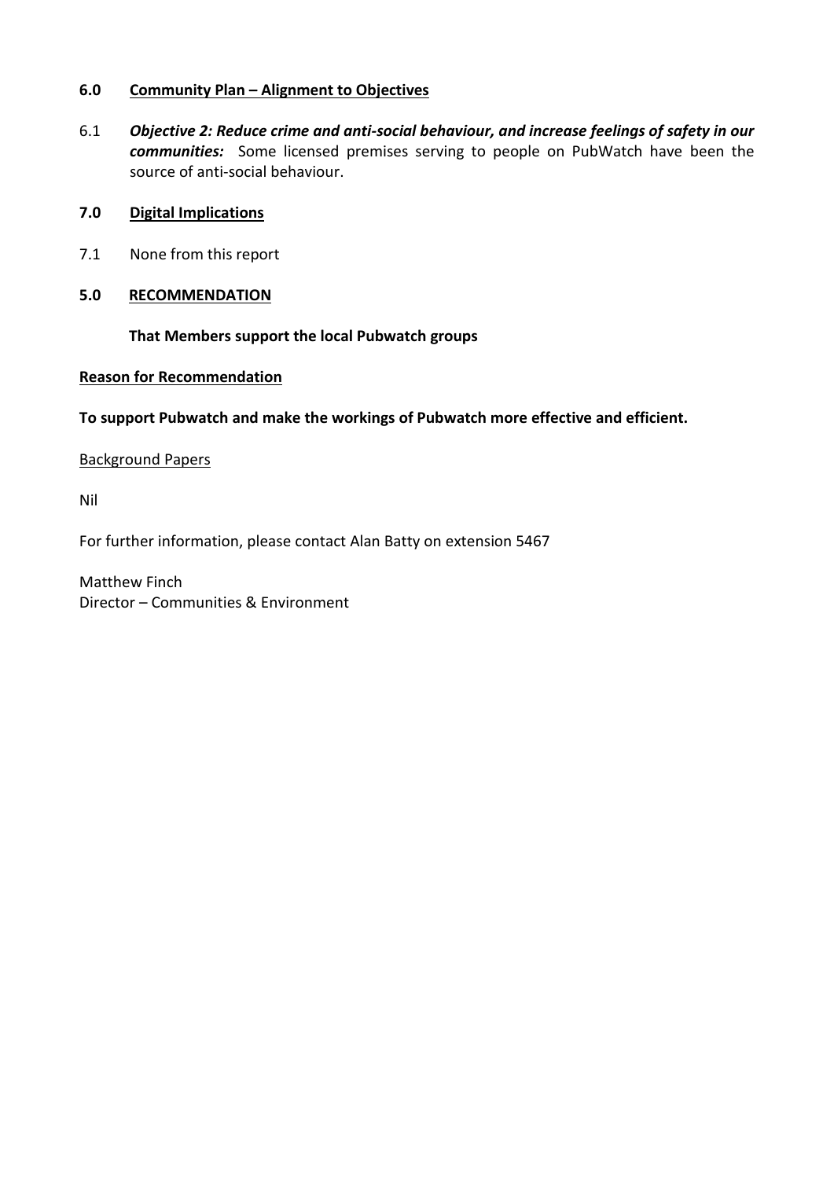## 6.0 Community Plan – Alignment to Objectives

6.1 ***Objective 2: Reduce crime and anti-social behaviour, and increase feelings of safety in our communities:*** Some licensed premises serving to people on PubWatch have been the source of anti-social behaviour.

## 7.0 Digital Implications

7.1 None from this report

## 5.0 RECOMMENDATION

**That Members support the local Pubwatch groups**

**Reason for Recommendation**

**To support Pubwatch and make the workings of Pubwatch more effective and efficient.**

Background Papers

Nil

For further information, please contact Alan Batty on extension 5467

Matthew Finch
Director – Communities & Environment